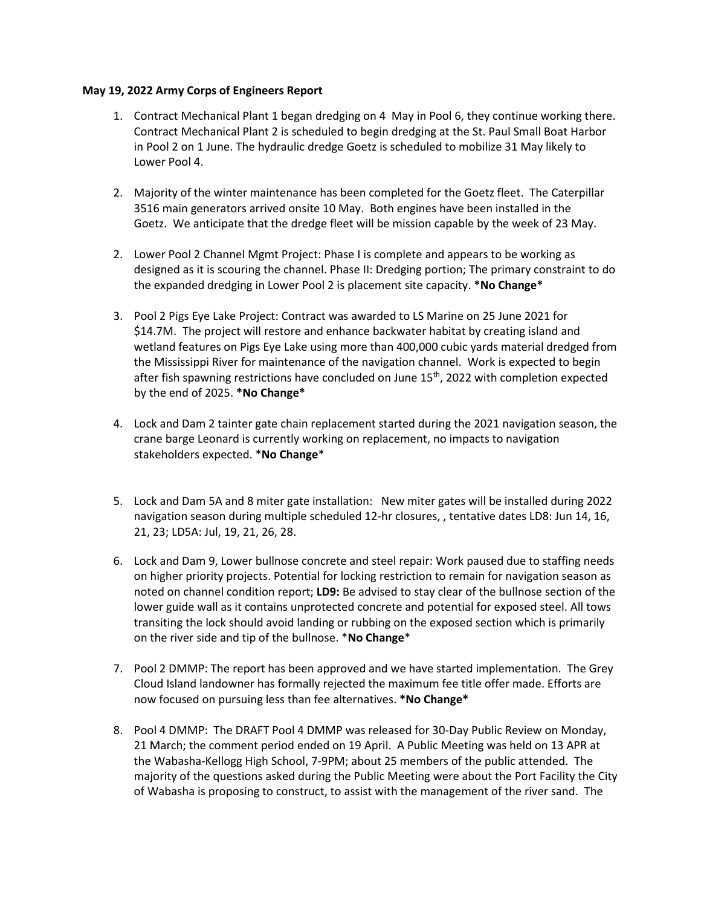**May 19, 2022 Army Corps of Engineers Report**

1. Contract Mechanical Plant 1 began dredging on 4 May in Pool 6, they continue working there. Contract Mechanical Plant 2 is scheduled to begin dredging at the St. Paul Small Boat Harbor in Pool 2 on 1 June. The hydraulic dredge Goetz is scheduled to mobilize 31 May likely to Lower Pool 4.

2. Majority of the winter maintenance has been completed for the Goetz fleet. The Caterpillar 3516 main generators arrived onsite 10 May. Both engines have been installed in the Goetz. We anticipate that the dredge fleet will be mission capable by the week of 23 May.

2. Lower Pool 2 Channel Mgmt Project: Phase I is complete and appears to be working as designed as it is scouring the channel. Phase II: Dredging portion; The primary constraint to do the expanded dredging in Lower Pool 2 is placement site capacity. ***No Change***

3. Pool 2 Pigs Eye Lake Project: Contract was awarded to LS Marine on 25 June 2021 for $14.7M. The project will restore and enhance backwater habitat by creating island and wetland features on Pigs Eye Lake using more than 400,000 cubic yards material dredged from the Mississippi River for maintenance of the navigation channel. Work is expected to begin after fish spawning restrictions have concluded on June 15th, 2022 with completion expected by the end of 2025. ***No Change***

4. Lock and Dam 2 tainter gate chain replacement started during the 2021 navigation season, the crane barge Leonard is currently working on replacement, no impacts to navigation stakeholders expected. ***No Change***

5. Lock and Dam 5A and 8 miter gate installation: New miter gates will be installed during 2022 navigation season during multiple scheduled 12-hr closures, , tentative dates LD8: Jun 14, 16, 21, 23; LD5A: Jul, 19, 21, 26, 28.

6. Lock and Dam 9, Lower bullnose concrete and steel repair: Work paused due to staffing needs on higher priority projects. Potential for locking restriction to remain for navigation season as noted on channel condition report; **LD9:** Be advised to stay clear of the bullnose section of the lower guide wall as it contains unprotected concrete and potential for exposed steel. All tows transiting the lock should avoid landing or rubbing on the exposed section which is primarily on the river side and tip of the bullnose. ***No Change***

7. Pool 2 DMMP: The report has been approved and we have started implementation. The Grey Cloud Island landowner has formally rejected the maximum fee title offer made. Efforts are now focused on pursuing less than fee alternatives. ***No Change***

8. Pool 4 DMMP: The DRAFT Pool 4 DMMP was released for 30-Day Public Review on Monday, 21 March; the comment period ended on 19 April. A Public Meeting was held on 13 APR at the Wabasha-Kellogg High School, 7-9PM; about 25 members of the public attended. The majority of the questions asked during the Public Meeting were about the Port Facility the City of Wabasha is proposing to construct, to assist with the management of the river sand. The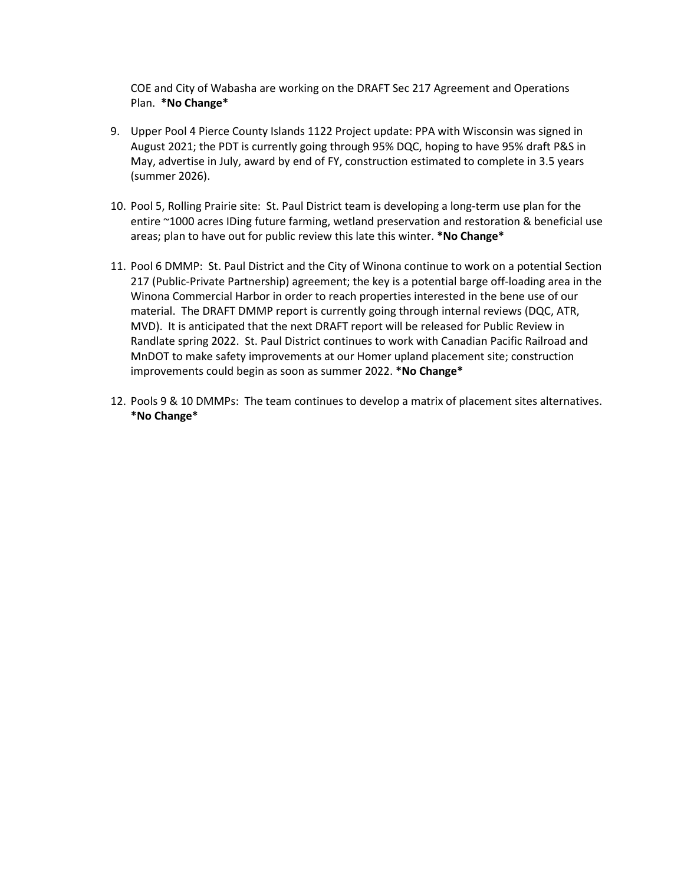COE and City of Wabasha are working on the DRAFT Sec 217 Agreement and Operations Plan. **\*No Change\***

9. Upper Pool 4 Pierce County Islands 1122 Project update: PPA with Wisconsin was signed in August 2021; the PDT is currently going through 95% DQC, hoping to have 95% draft P&S in May, advertise in July, award by end of FY, construction estimated to complete in 3.5 years (summer 2026).

10. Pool 5, Rolling Prairie site: St. Paul District team is developing a long-term use plan for the entire ~1000 acres IDing future farming, wetland preservation and restoration & beneficial use areas; plan to have out for public review this late this winter. **\*No Change\***

11. Pool 6 DMMP: St. Paul District and the City of Winona continue to work on a potential Section 217 (Public-Private Partnership) agreement; the key is a potential barge off-loading area in the Winona Commercial Harbor in order to reach properties interested in the bene use of our material. The DRAFT DMMP report is currently going through internal reviews (DQC, ATR, MVD). It is anticipated that the next DRAFT report will be released for Public Review in Randlate spring 2022. St. Paul District continues to work with Canadian Pacific Railroad and MnDOT to make safety improvements at our Homer upland placement site; construction improvements could begin as soon as summer 2022. **\*No Change\***

12. Pools 9 & 10 DMMPs: The team continues to develop a matrix of placement sites alternatives. **\*No Change\***